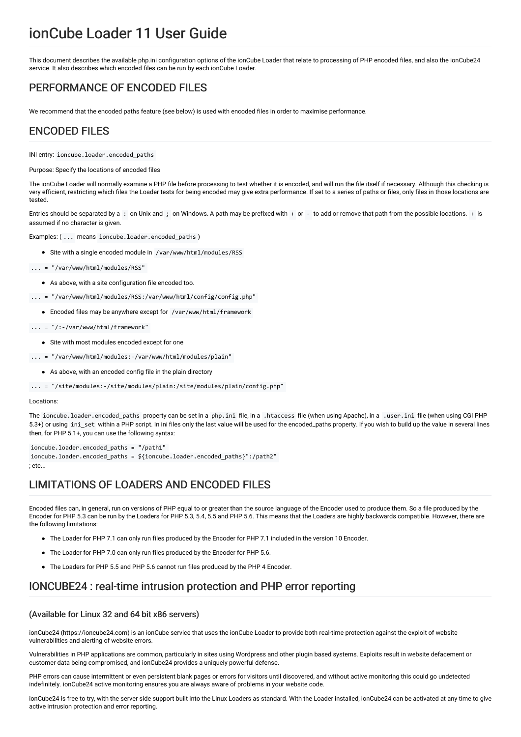# ionCube Loader 11 User Guide

This document describes the available php.ini configuration options of the ionCube Loader that relate to processing of PHP encoded files, and also the ionCube24 service. It also describes which encoded files can be run by each ionCube Loader.

## PERFORMANCE OF ENCODED FILES

We recommend that the encoded paths feature (see below) is used with encoded files in order to maximise performance.

## ENCODED FILES

INI entry: `ioncube.loader.encoded_paths`

Purpose: Specify the locations of encoded files

The ionCube Loader will normally examine a PHP file before processing to test whether it is encoded, and will run the file itself if necessary. Although this checking is very efficient, restricting which files the Loader tests for being encoded may give extra performance. If set to a series of paths or files, only files in those locations are tested.

Entries should be separated by a `:` on Unix and `;` on Windows. A path may be prefixed with `+` or `-` to add or remove that path from the possible locations. `+` is assumed if no character is given.

Examples: ( `...` means `ioncube.loader.encoded_paths` )

- Site with a single encoded module in `/var/www/html/modules/RSS`

`... = "/var/www/html/modules/RSS"`

- As above, with a site configuration file encoded too.

`... = "/var/www/html/modules/RSS:/var/www/html/config/config.php"`

- Encoded files may be anywhere except for `/var/www/html/framework`

`... = "/:-/var/www/html/framework"`

- Site with most modules encoded except for one

`... = "/var/www/html/modules:-/var/www/html/modules/plain"`

- As above, with an encoded config file in the plain directory

`... = "/site/modules:-/site/modules/plain:/site/modules/plain/config.php"`

Locations:

The `ioncube.loader.encoded_paths` property can be set in a `php.ini` file, in a `.htaccess` file (when using Apache), in a `.user.ini` file (when using CGI PHP 5.3+) or using `ini_set` within a PHP script. In ini files only the last value will be used for the encoded_paths property. If you wish to build up the value in several lines then, for PHP 5.1+, you can use the following syntax:

```
ioncube.loader.encoded_paths = "/path1"
ioncube.loader.encoded_paths = ${ioncube.loader.encoded_paths}":/path2"
; etc...
```

## LIMITATIONS OF LOADERS AND ENCODED FILES

Encoded files can, in general, run on versions of PHP equal to or greater than the source language of the Encoder used to produce them. So a file produced by the Encoder for PHP 5.3 can be run by the Loaders for PHP 5.3, 5.4, 5.5 and PHP 5.6. This means that the Loaders are highly backwards compatible. However, there are the following limitations:

- The Loader for PHP 7.1 can only run files produced by the Encoder for PHP 7.1 included in the version 10 Encoder.
- The Loader for PHP 7.0 can only run files produced by the Encoder for PHP 5.6.
- The Loaders for PHP 5.5 and PHP 5.6 cannot run files produced by the PHP 4 Encoder.

## IONCUBE24 : real-time intrusion protection and PHP error reporting

### (Available for Linux 32 and 64 bit x86 servers)

ionCube24 (https://ioncube24.com) is an ionCube service that uses the ionCube Loader to provide both real-time protection against the exploit of website vulnerabilities and alerting of website errors.

Vulnerabilities in PHP applications are common, particularly in sites using Wordpress and other plugin based systems. Exploits result in website defacement or customer data being compromised, and ionCube24 provides a uniquely powerful defense.

PHP errors can cause intermittent or even persistent blank pages or errors for visitors until discovered, and without active monitoring this could go undetected indefinitely. ionCube24 active monitoring ensures you are always aware of problems in your website code.

ionCube24 is free to try, with the server side support built into the Linux Loaders as standard. With the Loader installed, ionCube24 can be activated at any time to give active intrusion protection and error reporting.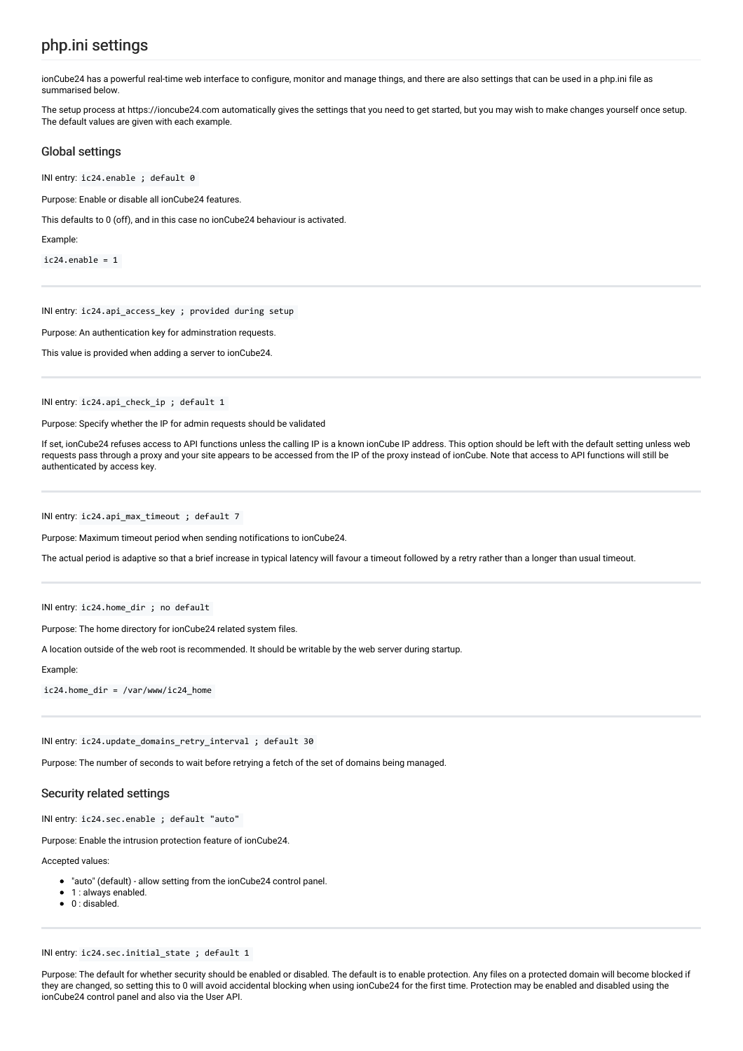## php.ini settings

ionCube24 has a powerful real-time web interface to configure, monitor and manage things, and there are also settings that can be used in a php.ini file as summarised below.

The setup process at https://ioncube24.com automatically gives the settings that you need to get started, but you may wish to make changes yourself once setup. The default values are given with each example.

### Global settings

INI entry: `ic24.enable ; default 0`

Purpose: Enable or disable all ionCube24 features.

This defaults to 0 (off), and in this case no ionCube24 behaviour is activated.

Example:

```
ic24.enable = 1
```

---

INI entry: `ic24.api_access_key ; provided during setup`

Purpose: An authentication key for adminstration requests.

This value is provided when adding a server to ionCube24.

---

INI entry: `ic24.api_check_ip ; default 1`

Purpose: Specify whether the IP for admin requests should be validated

If set, ionCube24 refuses access to API functions unless the calling IP is a known ionCube IP address. This option should be left with the default setting unless web requests pass through a proxy and your site appears to be accessed from the IP of the proxy instead of ionCube. Note that access to API functions will still be authenticated by access key.

---

INI entry: `ic24.api_max_timeout ; default 7`

Purpose: Maximum timeout period when sending notifications to ionCube24.

The actual period is adaptive so that a brief increase in typical latency will favour a timeout followed by a retry rather than a longer than usual timeout.

---

INI entry: `ic24.home_dir ; no default`

Purpose: The home directory for ionCube24 related system files.

A location outside of the web root is recommended. It should be writable by the web server during startup.

Example:

```
ic24.home_dir = /var/www/ic24_home
```

---

INI entry: `ic24.update_domains_retry_interval ; default 30`

Purpose: The number of seconds to wait before retrying a fetch of the set of domains being managed.

### Security related settings

INI entry: `ic24.sec.enable ; default "auto"`

Purpose: Enable the intrusion protection feature of ionCube24.

Accepted values:

- "auto" (default) - allow setting from the ionCube24 control panel.
- 1 : always enabled.
- 0 : disabled.

---

INI entry: `ic24.sec.initial_state ; default 1`

Purpose: The default for whether security should be enabled or disabled. The default is to enable protection. Any files on a protected domain will become blocked if they are changed, so setting this to 0 will avoid accidental blocking when using ionCube24 for the first time. Protection may be enabled and disabled using the ionCube24 control panel and also via the User API.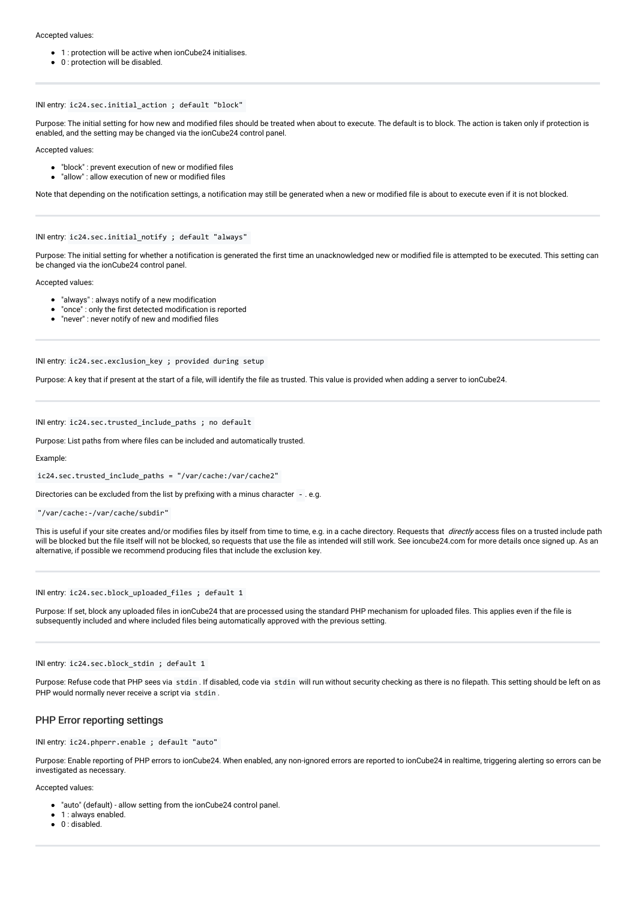Accepted values:

- 1 : protection will be active when ionCube24 initialises.
- 0 : protection will be disabled.

---

INI entry: `ic24.sec.initial_action ; default "block"`

Purpose: The initial setting for how new and modified files should be treated when about to execute. The default is to block. The action is taken only if protection is enabled, and the setting may be changed via the ionCube24 control panel.

Accepted values:

- "block" : prevent execution of new or modified files
- "allow" : allow execution of new or modified files

Note that depending on the notification settings, a notification may still be generated when a new or modified file is about to execute even if it is not blocked.

---

INI entry: `ic24.sec.initial_notify ; default "always"`

Purpose: The initial setting for whether a notification is generated the first time an unacknowledged new or modified file is attempted to be executed. This setting can be changed via the ionCube24 control panel.

Accepted values:

- "always" : always notify of a new modification
- "once" : only the first detected modification is reported
- "never" : never notify of new and modified files

---

INI entry: `ic24.sec.exclusion_key ; provided during setup`

Purpose: A key that if present at the start of a file, will identify the file as trusted. This value is provided when adding a server to ionCube24.

---

INI entry: `ic24.sec.trusted_include_paths ; no default`

Purpose: List paths from where files can be included and automatically trusted.

Example:

```
ic24.sec.trusted_include_paths = "/var/cache:/var/cache2"
```

Directories can be excluded from the list by prefixing with a minus character `-` . e.g.

```
"/var/cache:-/var/cache/subdir"
```

This is useful if your site creates and/or modifies files by itself from time to time, e.g. in a cache directory. Requests that *directly* access files on a trusted include path will be blocked but the file itself will not be blocked, so requests that use the file as intended will still work. See ioncube24.com for more details once signed up. As an alternative, if possible we recommend producing files that include the exclusion key.

---

INI entry: `ic24.sec.block_uploaded_files ; default 1`

Purpose: If set, block any uploaded files in ionCube24 that are processed using the standard PHP mechanism for uploaded files. This applies even if the file is subsequently included and where included files being automatically approved with the previous setting.

---

INI entry: `ic24.sec.block_stdin ; default 1`

Purpose: Refuse code that PHP sees via `stdin`. If disabled, code via `stdin` will run without security checking as there is no filepath. This setting should be left on as PHP would normally never receive a script via `stdin`.

## PHP Error reporting settings

INI entry: `ic24.phperr.enable ; default "auto"`

Purpose: Enable reporting of PHP errors to ionCube24. When enabled, any non-ignored errors are reported to ionCube24 in realtime, triggering alerting so errors can be investigated as necessary.

Accepted values:

- "auto" (default) - allow setting from the ionCube24 control panel.
- 1 : always enabled.
- 0 : disabled.

---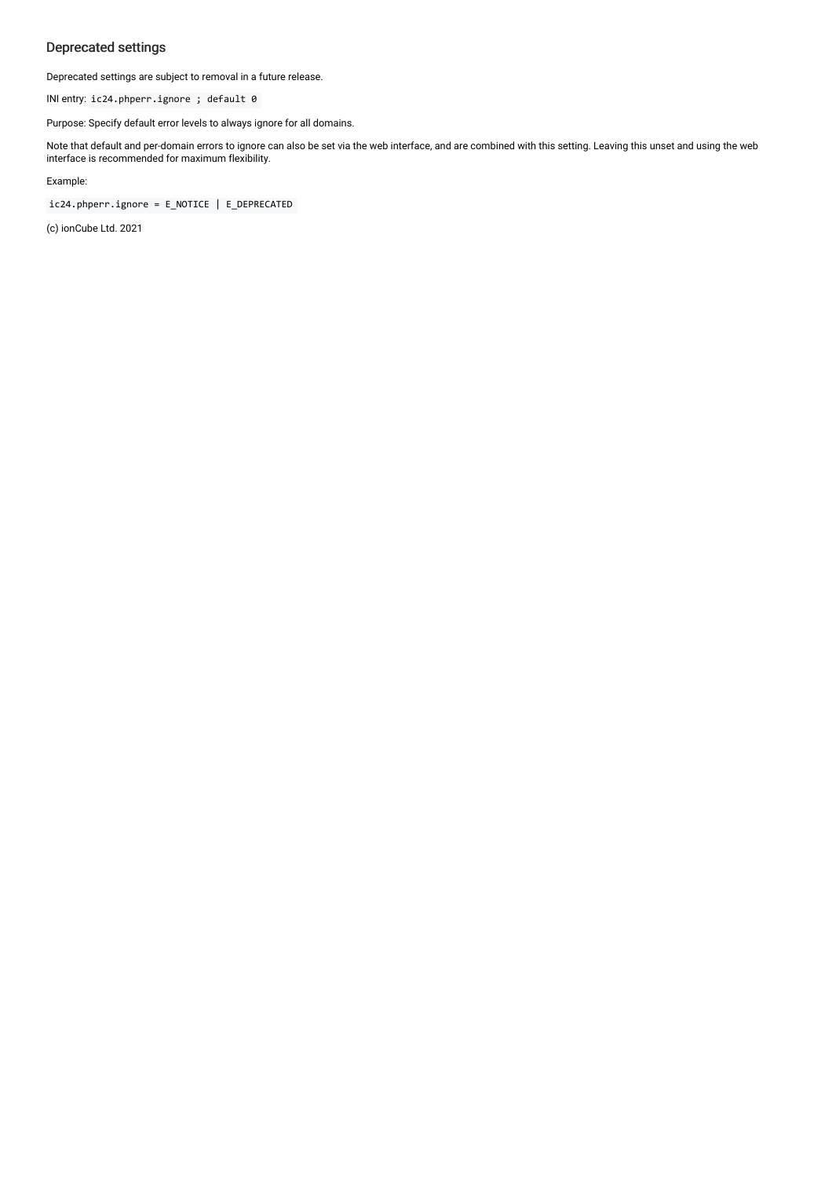## Deprecated settings

Deprecated settings are subject to removal in a future release.

INI entry: `ic24.phperr.ignore ; default 0`

Purpose: Specify default error levels to always ignore for all domains.

Note that default and per-domain errors to ignore can also be set via the web interface, and are combined with this setting. Leaving this unset and using the web interface is recommended for maximum flexibility.

Example:

```
ic24.phperr.ignore = E_NOTICE | E_DEPRECATED
```

(c) ionCube Ltd. 2021